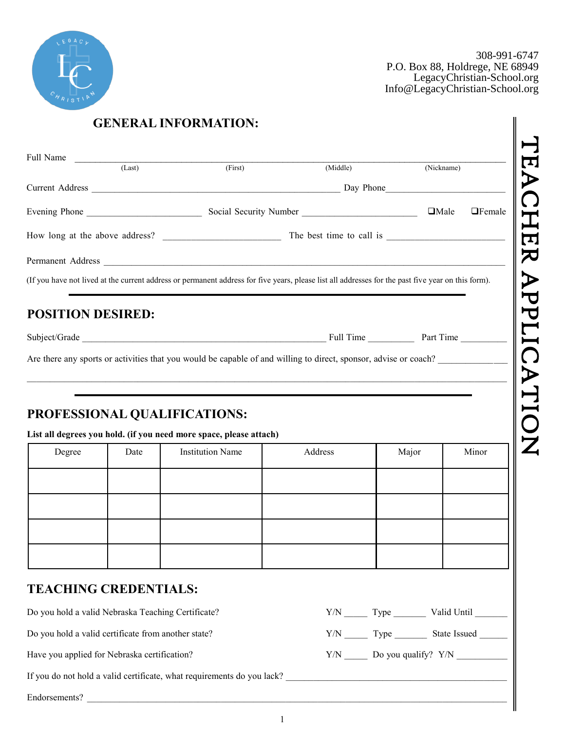308-991-6747
P.O. Box 88, Holdrege, NE 68949
LegacyChristian-School.org
Info@LegacyChristian-School.org

# TEACHER APPLICATION

## GENERAL INFORMATION:

Full Name ____________________________________________________________________________
(Last) (First) (Middle) (Nickname)

Current Address ______________________________________________ Day Phone______________________

Evening Phone ______________________ Social Security Number ______________________ ❑Male ❑Female

How long at the above address? ______________________ The best time to call is ______________________

Permanent Address ____________________________________________________________________________

(If you have not lived at the current address or permanent address for five years, please list all addresses for the past five year on this form).

## POSITION DESIRED:

Subject/Grade ______________________________________________ Full Time __________ Part Time __________

Are there any sports or activities that you would be capable of and willing to direct, sponsor, advise or coach? ______________

____________________________________________________________________________________________

## PROFESSIONAL QUALIFICATIONS:

**List all degrees you hold. (if you need more space, please attach)**

| Degree | Date | Institution Name | Address | Major | Minor |
|---|---|---|---|---|---|
| | | | | | |
| | | | | | |
| | | | | | |
| | | | | | |

## TEACHING CREDENTIALS:

Do you hold a valid Nebraska Teaching Certificate? Y/N _____ Type _______ Valid Until _______

Do you hold a valid certificate from another state? Y/N _____ Type _______ State Issued ______

Have you applied for Nebraska certification? Y/N _____ Do you qualify? Y/N ___________

If you do not hold a valid certificate, what requirements do you lack? ______________________________________________

Endorsements? ____________________________________________________________________________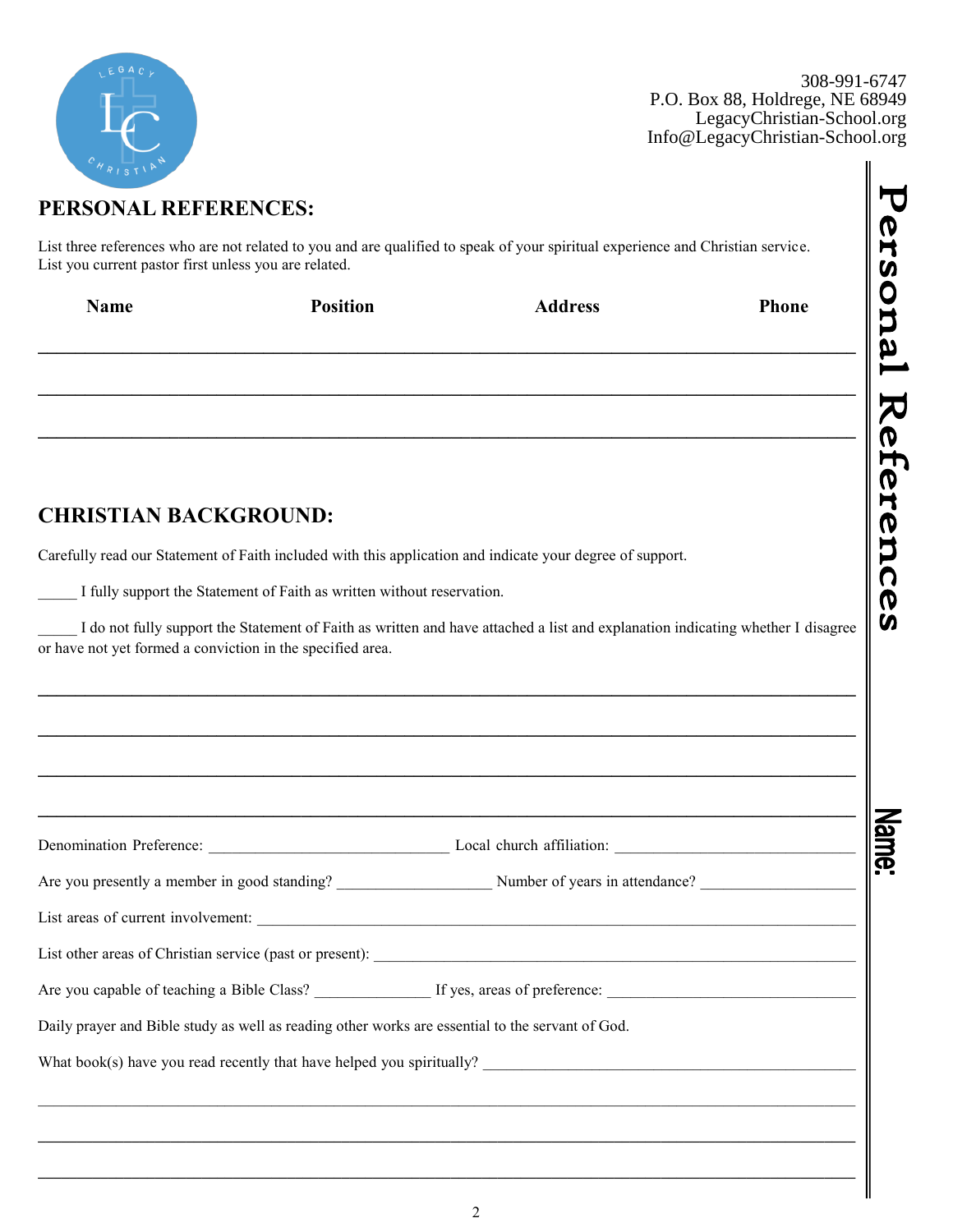308-991-6747
P.O. Box 88, Holdrege, NE 68949
LegacyChristian-School.org
Info@LegacyChristian-School.org

Personal References

Name:

## PERSONAL REFERENCES:

List three references who are not related to you and are qualified to speak of your spiritual experience and Christian service. List you current pastor first unless you are related.

| Name | Position | Address | Phone |
|---|---|---|---|
| | | | |
| | | | |
| | | | |

## CHRISTIAN BACKGROUND:

Carefully read our Statement of Faith included with this application and indicate your degree of support.

_____ I fully support the Statement of Faith as written without reservation.

_____ I do not fully support the Statement of Faith as written and have attached a list and explanation indicating whether I disagree or have not yet formed a conviction in the specified area.

______________________________________________________________________________

______________________________________________________________________________

______________________________________________________________________________

______________________________________________________________________________

Denomination Preference: ______________________________ Local church affiliation: ______________________________

Are you presently a member in good standing? ___________________ Number of years in attendance? ___________________

List areas of current involvement: ______________________________________________________________________________

List other areas of Christian service (past or present): ___________________________________________________________

Are you capable of teaching a Bible Class? ______________ If yes, areas of preference: ______________________________

Daily prayer and Bible study as well as reading other works are essential to the servant of God.

What book(s) have you read recently that have helped you spiritually? _______________________________________________

______________________________________________________________________________

______________________________________________________________________________

______________________________________________________________________________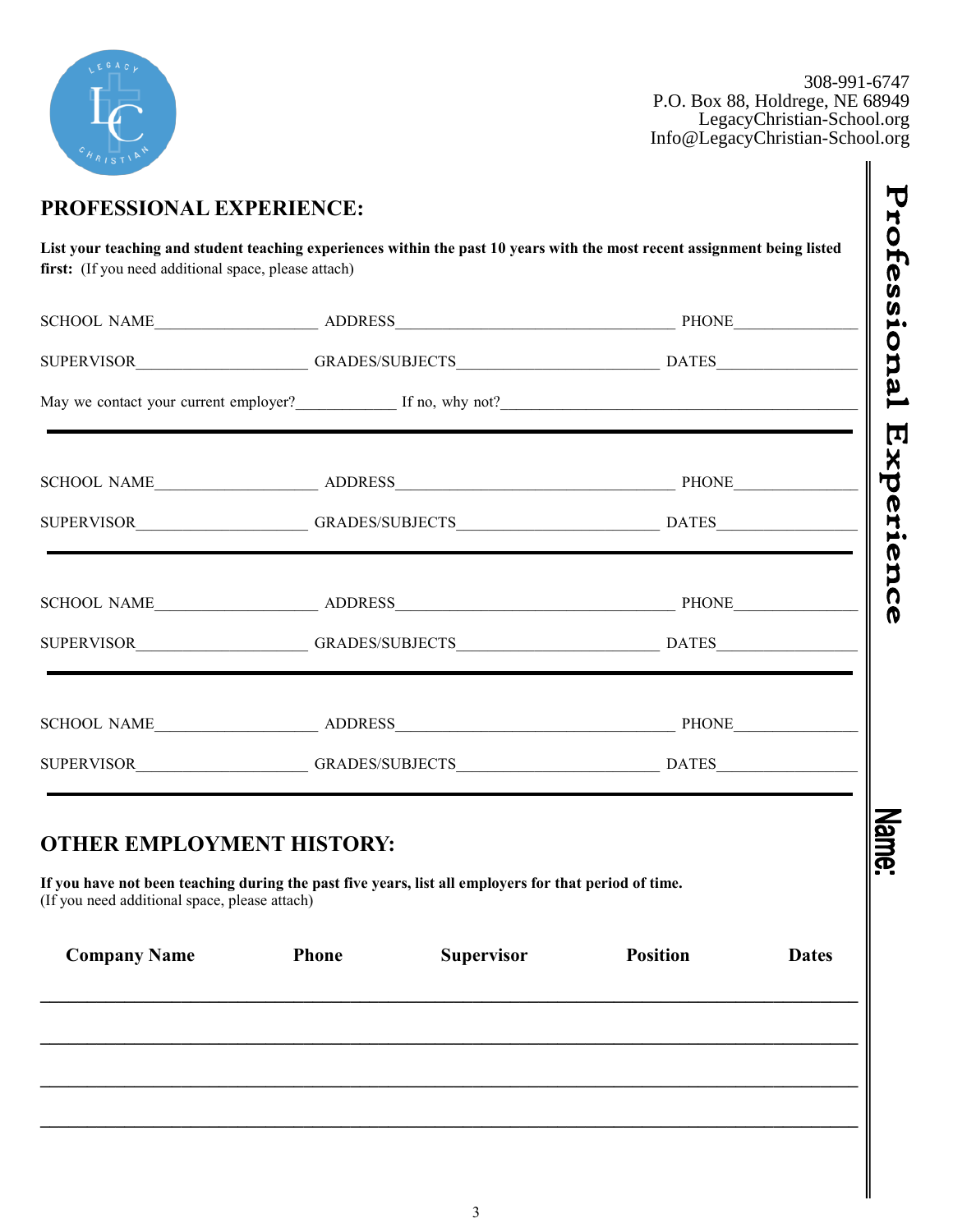308-991-6747
P.O. Box 88, Holdrege, NE 68949
LegacyChristian-School.org
Info@LegacyChristian-School.org

## PROFESSIONAL EXPERIENCE:

**List your teaching and student teaching experiences within the past 10 years with the most recent assignment being listed first:** (If you need additional space, please attach)

SCHOOL NAME____________________ ADDRESS__________________________________ PHONE_______________

SUPERVISOR_____________________ GRADES/SUBJECTS________________________ DATES_________________

May we contact your current employer?____________ If no, why not?____________________________________________

---

SCHOOL NAME____________________ ADDRESS__________________________________ PHONE_______________

SUPERVISOR_____________________ GRADES/SUBJECTS________________________ DATES_________________

---

SCHOOL NAME____________________ ADDRESS__________________________________ PHONE_______________

SUPERVISOR_____________________ GRADES/SUBJECTS________________________ DATES_________________

---

SCHOOL NAME____________________ ADDRESS__________________________________ PHONE_______________

SUPERVISOR_____________________ GRADES/SUBJECTS________________________ DATES_________________

---

## OTHER EMPLOYMENT HISTORY:

**If you have not been teaching during the past five years, list all employers for that period of time.**
(If you need additional space, please attach)

| Company Name | Phone | Supervisor | Position | Dates |
|---|---|---|---|---|
| | | | | |
| | | | | |
| | | | | |
| | | | | |

Professional Experience

Name: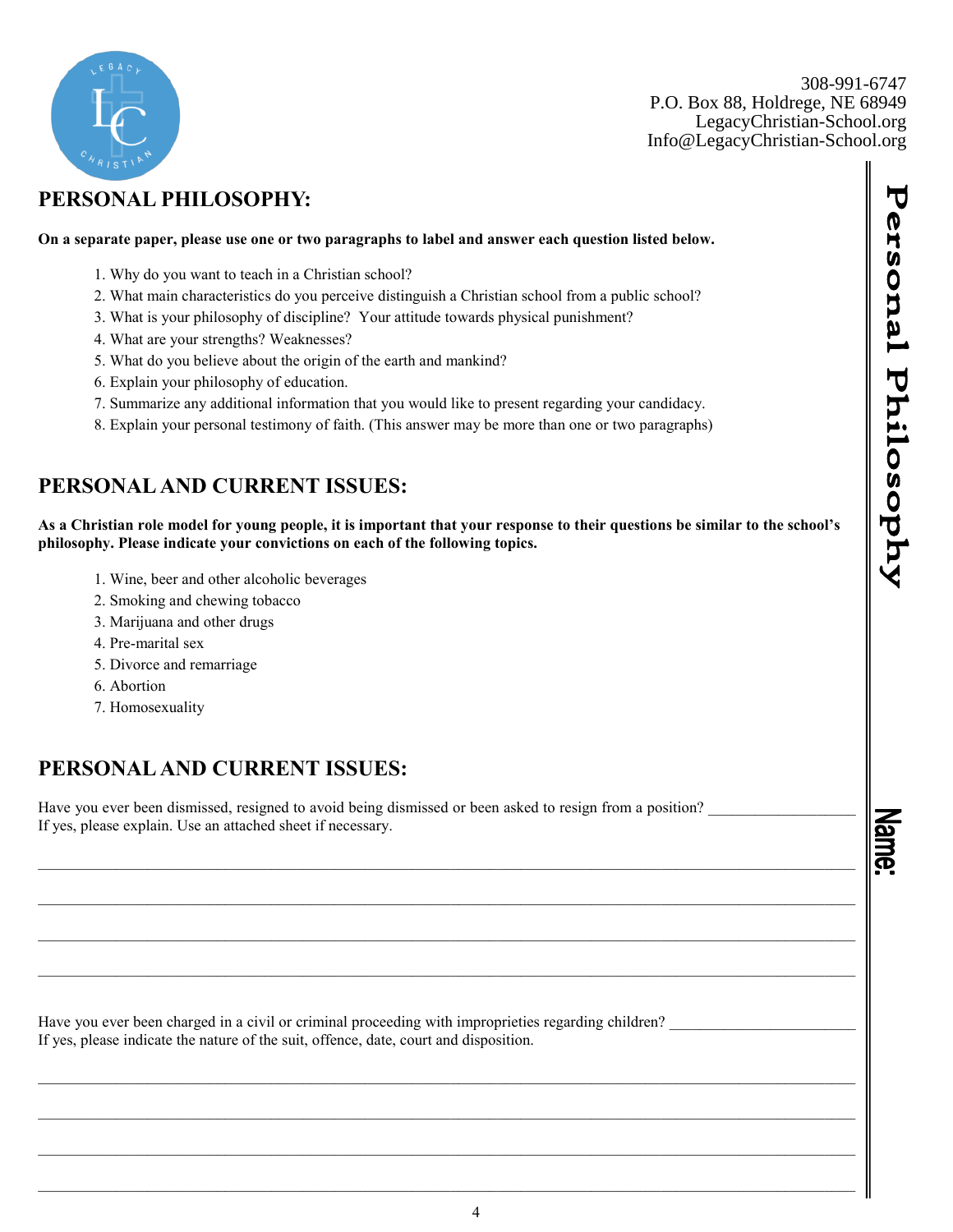308-991-6747
P.O. Box 88, Holdrege, NE 68949
LegacyChristian-School.org
Info@LegacyChristian-School.org

## PERSONAL PHILOSOPHY:

**On a separate paper, please use one or two paragraphs to label and answer each question listed below.**

1. Why do you want to teach in a Christian school?
2. What main characteristics do you perceive distinguish a Christian school from a public school?
3. What is your philosophy of discipline? Your attitude towards physical punishment?
4. What are your strengths? Weaknesses?
5. What do you believe about the origin of the earth and mankind?
6. Explain your philosophy of education.
7. Summarize any additional information that you would like to present regarding your candidacy.
8. Explain your personal testimony of faith. (This answer may be more than one or two paragraphs)

## PERSONAL AND CURRENT ISSUES:

**As a Christian role model for young people, it is important that your response to their questions be similar to the school's philosophy. Please indicate your convictions on each of the following topics.**

1. Wine, beer and other alcoholic beverages
2. Smoking and chewing tobacco
3. Marijuana and other drugs
4. Pre-marital sex
5. Divorce and remarriage
6. Abortion
7. Homosexuality

## PERSONAL AND CURRENT ISSUES:

Have you ever been dismissed, resigned to avoid being dismissed or been asked to resign from a position? ___________________
If yes, please explain. Use an attached sheet if necessary.

_______________________________________________________________________________

_______________________________________________________________________________

_______________________________________________________________________________

_______________________________________________________________________________

Have you ever been charged in a civil or criminal proceeding with improprieties regarding children? _______________________
If yes, please indicate the nature of the suit, offence, date, court and disposition.

_______________________________________________________________________________

_______________________________________________________________________________

_______________________________________________________________________________

_______________________________________________________________________________

Personal Philosophy

Name: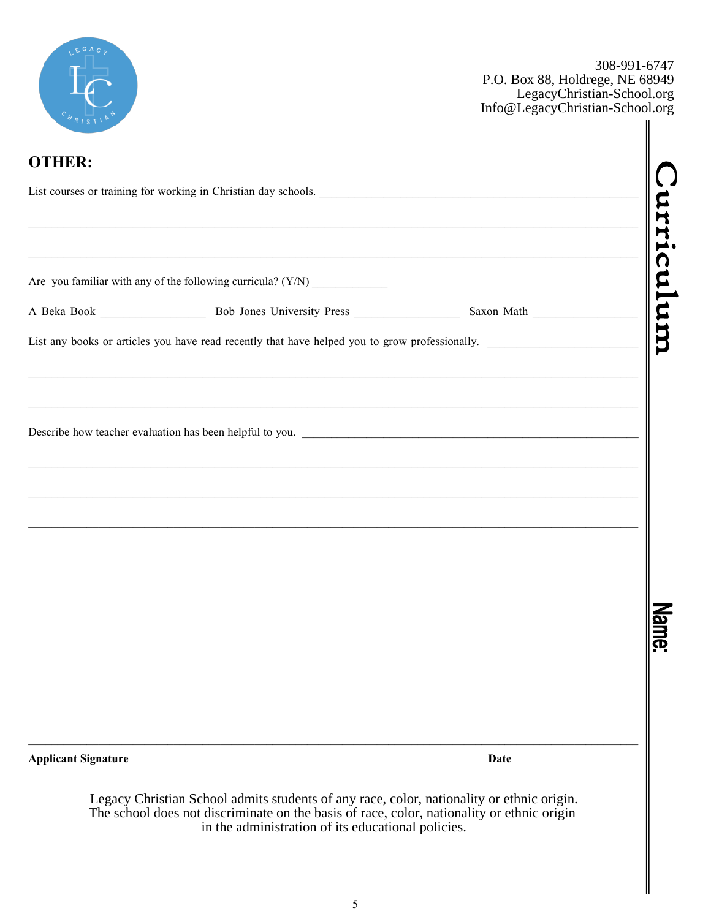308-991-6747
P.O. Box 88, Holdrege, NE 68949
LegacyChristian-School.org
Info@LegacyChristian-School.org

## OTHER:

List courses or training for working in Christian day schools. ________________________________________________

________________________________________________________________________________________________

________________________________________________________________________________________________

Are you familiar with any of the following curricula? (Y/N) ____________

A Beka Book _________________ Bob Jones University Press _________________ Saxon Math _________________

List any books or articles you have read recently that have helped you to grow professionally. ________________________

________________________________________________________________________________________________

________________________________________________________________________________________________

Describe how teacher evaluation has been helpful to you. ________________________________________________

________________________________________________________________________________________________

________________________________________________________________________________________________

________________________________________________________________________________________________

________________________________________________________________________________________________

**Applicant Signature** **Date**

Legacy Christian School admits students of any race, color, nationality or ethnic origin. The school does not discriminate on the basis of race, color, nationality or ethnic origin in the administration of its educational policies.

Curriculum

Name: